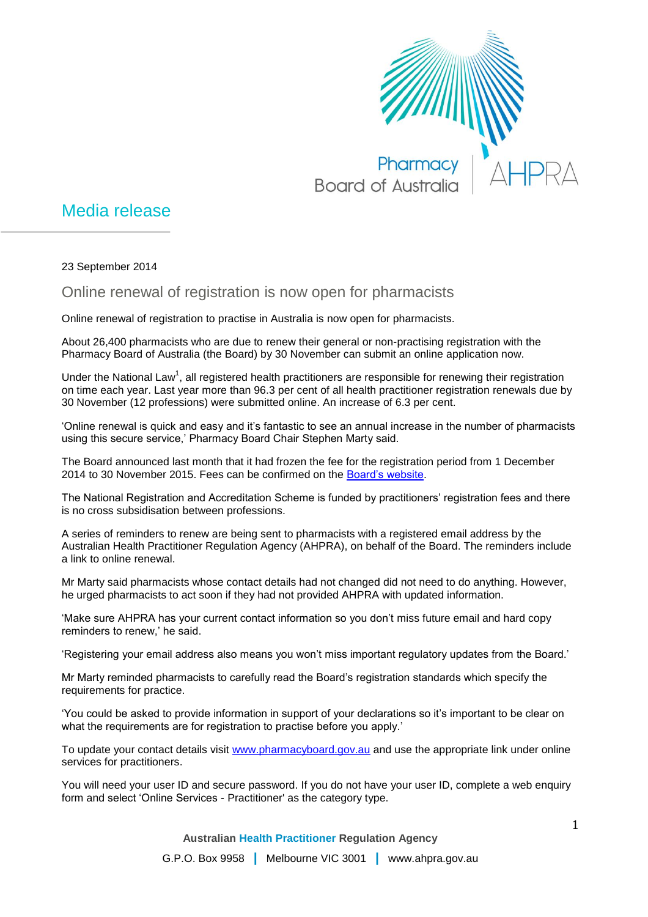Pharmacy Board of Australia | AHPRA

# Media release

23 September 2014

## Online renewal of registration is now open for pharmacists

Online renewal of registration to practise in Australia is now open for pharmacists.

About 26,400 pharmacists who are due to renew their general or non-practising registration with the Pharmacy Board of Australia (the Board) by 30 November can submit an online application now.

Under the National Law[1], all registered health practitioners are responsible for renewing their registration on time each year. Last year more than 96.3 per cent of all health practitioner registration renewals due by 30 November (12 professions) were submitted online. An increase of 6.3 per cent.

'Online renewal is quick and easy and it's fantastic to see an annual increase in the number of pharmacists using this secure service,' Pharmacy Board Chair Stephen Marty said.

The Board announced last month that it had frozen the fee for the registration period from 1 December 2014 to 30 November 2015. Fees can be confirmed on the Board's website.

The National Registration and Accreditation Scheme is funded by practitioners' registration fees and there is no cross subsidisation between professions.

A series of reminders to renew are being sent to pharmacists with a registered email address by the Australian Health Practitioner Regulation Agency (AHPRA), on behalf of the Board. The reminders include a link to online renewal.

Mr Marty said pharmacists whose contact details had not changed did not need to do anything. However, he urged pharmacists to act soon if they had not provided AHPRA with updated information.

'Make sure AHPRA has your current contact information so you don't miss future email and hard copy reminders to renew,' he said.

'Registering your email address also means you won't miss important regulatory updates from the Board.'

Mr Marty reminded pharmacists to carefully read the Board's registration standards which specify the requirements for practice.

'You could be asked to provide information in support of your declarations so it's important to be clear on what the requirements are for registration to practise before you apply.'

To update your contact details visit www.pharmacyboard.gov.au and use the appropriate link under online services for practitioners.

You will need your user ID and secure password. If you do not have your user ID, complete a web enquiry form and select 'Online Services - Practitioner' as the category type.

Australian Health Practitioner Regulation Agency

G.P.O. Box 9958 | Melbourne VIC 3001 | www.ahpra.gov.au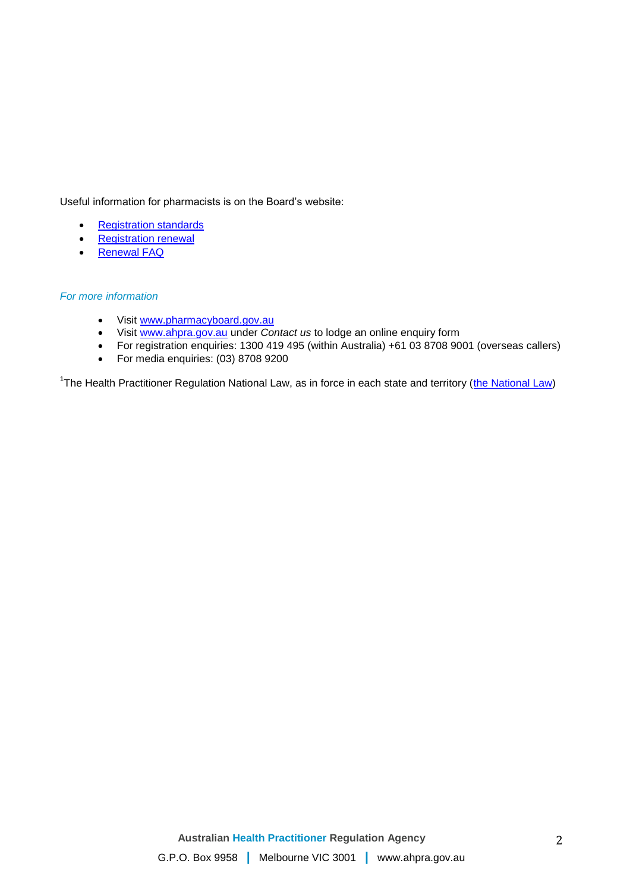Useful information for pharmacists is on the Board's website:

- Registration standards
- Registration renewal
- Renewal FAQ

*For more information*

- Visit www.pharmacyboard.gov.au
- Visit www.ahpra.gov.au under *Contact us* to lodge an online enquiry form
- For registration enquiries: 1300 419 495 (within Australia) +61 03 8708 9001 (overseas callers)
- For media enquiries: (03) 8708 9200

[1]The Health Practitioner Regulation National Law, as in force in each state and territory (the National Law)